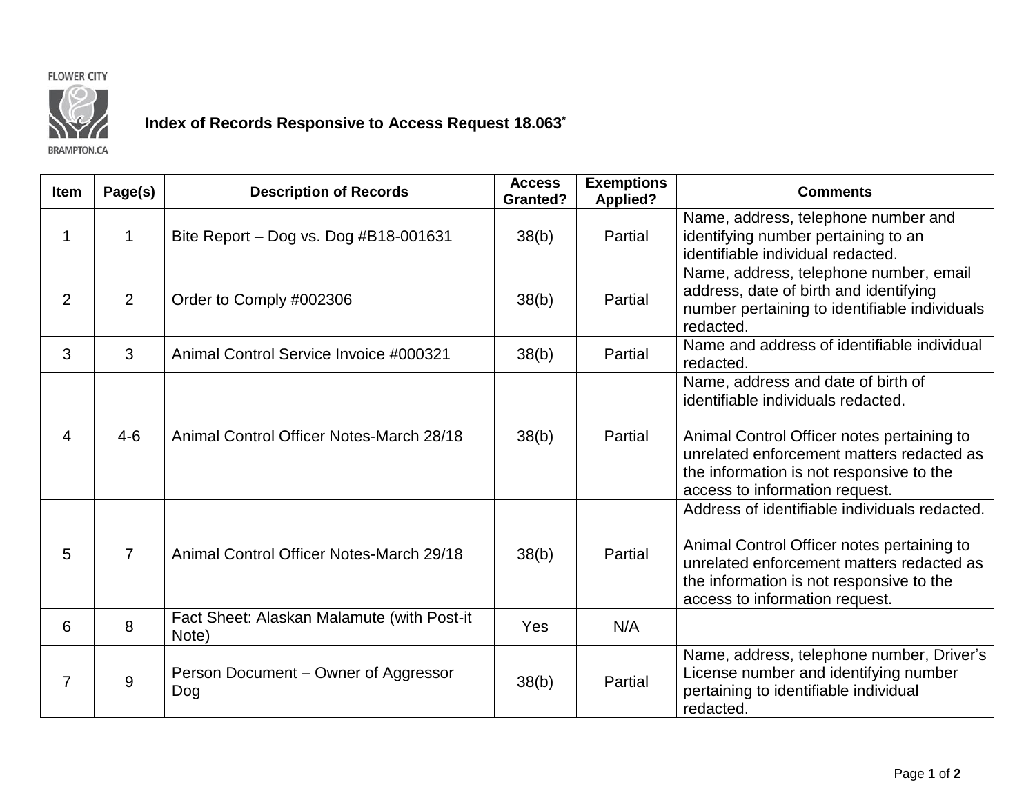FLOWER CITY

BRAMPTON.CA

## Index of Records Responsive to Access Request 18.063*

| Item | Page(s) | Description of Records | Access Granted? | Exemptions Applied? | Comments |
|---|---|---|---|---|---|
| 1 | 1 | Bite Report – Dog vs. Dog #B18-001631 | 38(b) | Partial | Name, address, telephone number and identifying number pertaining to an identifiable individual redacted. |
| 2 | 2 | Order to Comply #002306 | 38(b) | Partial | Name, address, telephone number, email address, date of birth and identifying number pertaining to identifiable individuals redacted. |
| 3 | 3 | Animal Control Service Invoice #000321 | 38(b) | Partial | Name and address of identifiable individual redacted. |
| 4 | 4-6 | Animal Control Officer Notes-March 28/18 | 38(b) | Partial | Name, address and date of birth of identifiable individuals redacted.<br><br>Animal Control Officer notes pertaining to unrelated enforcement matters redacted as the information is not responsive to the access to information request. |
| 5 | 7 | Animal Control Officer Notes-March 29/18 | 38(b) | Partial | Address of identifiable individuals redacted.<br><br>Animal Control Officer notes pertaining to unrelated enforcement matters redacted as the information is not responsive to the access to information request. |
| 6 | 8 | Fact Sheet: Alaskan Malamute (with Post-it Note) | Yes | N/A | |
| 7 | 9 | Person Document – Owner of Aggressor Dog | 38(b) | Partial | Name, address, telephone number, Driver's License number and identifying number pertaining to identifiable individual redacted. |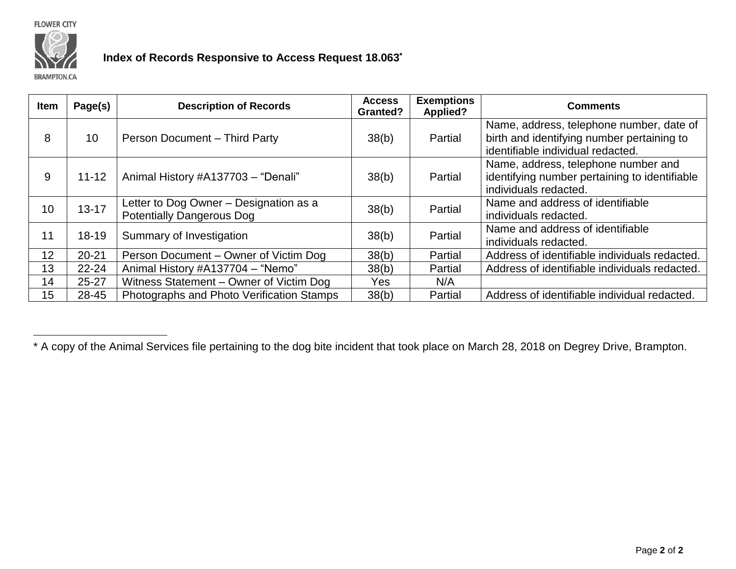FLOWER CITY

BRAMPTON.CA

## Index of Records Responsive to Access Request 18.063*

| Item | Page(s) | Description of Records | Access Granted? | Exemptions Applied? | Comments |
|---|---|---|---|---|---|
| 8 | 10 | Person Document – Third Party | 38(b) | Partial | Name, address, telephone number, date of birth and identifying number pertaining to identifiable individual redacted. |
| 9 | 11-12 | Animal History #A137703 – "Denali" | 38(b) | Partial | Name, address, telephone number and identifying number pertaining to identifiable individuals redacted. |
| 10 | 13-17 | Letter to Dog Owner – Designation as a Potentially Dangerous Dog | 38(b) | Partial | Name and address of identifiable individuals redacted. |
| 11 | 18-19 | Summary of Investigation | 38(b) | Partial | Name and address of identifiable individuals redacted. |
| 12 | 20-21 | Person Document – Owner of Victim Dog | 38(b) | Partial | Address of identifiable individuals redacted. |
| 13 | 22-24 | Animal History #A137704 – "Nemo" | 38(b) | Partial | Address of identifiable individuals redacted. |
| 14 | 25-27 | Witness Statement – Owner of Victim Dog | Yes | N/A | |
| 15 | 28-45 | Photographs and Photo Verification Stamps | 38(b) | Partial | Address of identifiable individual redacted. |

* A copy of the Animal Services file pertaining to the dog bite incident that took place on March 28, 2018 on Degrey Drive, Brampton.